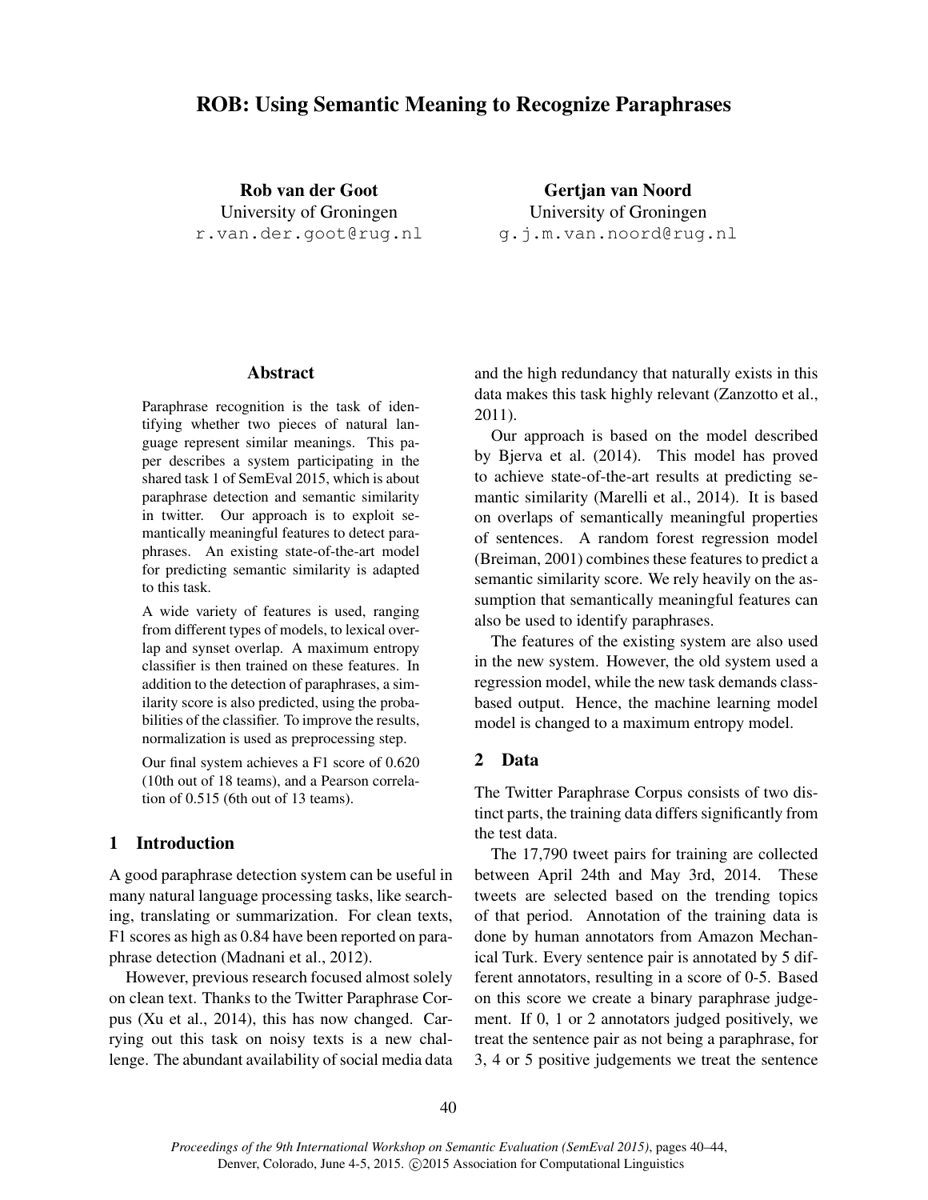# ROB: Using Semantic Meaning to Recognize Paraphrases

**Rob van der Goot**
University of Groningen
r.van.der.goot@rug.nl

**Gertjan van Noord**
University of Groningen
g.j.m.van.noord@rug.nl

## Abstract

Paraphrase recognition is the task of identifying whether two pieces of natural language represent similar meanings. This paper describes a system participating in the shared task 1 of SemEval 2015, which is about paraphrase detection and semantic similarity in twitter. Our approach is to exploit semantically meaningful features to detect paraphrases. An existing state-of-the-art model for predicting semantic similarity is adapted to this task.

A wide variety of features is used, ranging from different types of models, to lexical overlap and synset overlap. A maximum entropy classifier is then trained on these features. In addition to the detection of paraphrases, a similarity score is also predicted, using the probabilities of the classifier. To improve the results, normalization is used as preprocessing step.

Our final system achieves a F1 score of 0.620 (10th out of 18 teams), and a Pearson correlation of 0.515 (6th out of 13 teams).

## 1 Introduction

A good paraphrase detection system can be useful in many natural language processing tasks, like searching, translating or summarization. For clean texts, F1 scores as high as 0.84 have been reported on paraphrase detection (Madnani et al., 2012).

However, previous research focused almost solely on clean text. Thanks to the Twitter Paraphrase Corpus (Xu et al., 2014), this has now changed. Carrying out this task on noisy texts is a new challenge. The abundant availability of social media data and the high redundancy that naturally exists in this data makes this task highly relevant (Zanzotto et al., 2011).

Our approach is based on the model described by Bjerva et al. (2014). This model has proved to achieve state-of-the-art results at predicting semantic similarity (Marelli et al., 2014). It is based on overlaps of semantically meaningful properties of sentences. A random forest regression model (Breiman, 2001) combines these features to predict a semantic similarity score. We rely heavily on the assumption that semantically meaningful features can also be used to identify paraphrases.

The features of the existing system are also used in the new system. However, the old system used a regression model, while the new task demands class-based output. Hence, the machine learning model model is changed to a maximum entropy model.

## 2 Data

The Twitter Paraphrase Corpus consists of two distinct parts, the training data differs significantly from the test data.

The 17,790 tweet pairs for training are collected between April 24th and May 3rd, 2014. These tweets are selected based on the trending topics of that period. Annotation of the training data is done by human annotators from Amazon Mechanical Turk. Every sentence pair is annotated by 5 different annotators, resulting in a score of 0-5. Based on this score we create a binary paraphrase judgement. If 0, 1 or 2 annotators judged positively, we treat the sentence pair as not being a paraphrase, for 3, 4 or 5 positive judgements we treat the sentence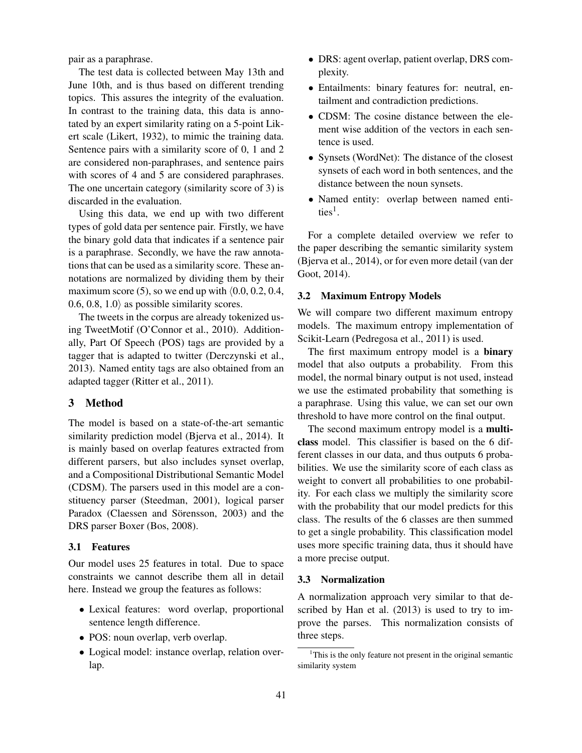pair as a paraphrase.

The test data is collected between May 13th and June 10th, and is thus based on different trending topics. This assures the integrity of the evaluation. In contrast to the training data, this data is annotated by an expert similarity rating on a 5-point Likert scale (Likert, 1932), to mimic the training data. Sentence pairs with a similarity score of 0, 1 and 2 are considered non-paraphrases, and sentence pairs with scores of 4 and 5 are considered paraphrases. The one uncertain category (similarity score of 3) is discarded in the evaluation.

Using this data, we end up with two different types of gold data per sentence pair. Firstly, we have the binary gold data that indicates if a sentence pair is a paraphrase. Secondly, we have the raw annotations that can be used as a similarity score. These annotations are normalized by dividing them by their maximum score (5), so we end up with $\langle 0.0, 0.2, 0.4, 0.6, 0.8, 1.0 \rangle$ as possible similarity scores.

The tweets in the corpus are already tokenized using TweetMotif (O'Connor et al., 2010). Additionally, Part Of Speech (POS) tags are provided by a tagger that is adapted to twitter (Derczynski et al., 2013). Named entity tags are also obtained from an adapted tagger (Ritter et al., 2011).

## 3 Method

The model is based on a state-of-the-art semantic similarity prediction model (Bjerva et al., 2014). It is mainly based on overlap features extracted from different parsers, but also includes synset overlap, and a Compositional Distributional Semantic Model (CDSM). The parsers used in this model are a constituency parser (Steedman, 2001), logical parser Paradox (Claessen and Sörensson, 2003) and the DRS parser Boxer (Bos, 2008).

### 3.1 Features

Our model uses 25 features in total. Due to space constraints we cannot describe them all in detail here. Instead we group the features as follows:

- Lexical features: word overlap, proportional sentence length difference.
- POS: noun overlap, verb overlap.
- Logical model: instance overlap, relation overlap.
- DRS: agent overlap, patient overlap, DRS complexity.
- Entailments: binary features for: neutral, entailment and contradiction predictions.
- CDSM: The cosine distance between the element wise addition of the vectors in each sentence is used.
- Synsets (WordNet): The distance of the closest synsets of each word in both sentences, and the distance between the noun synsets.
- Named entity: overlap between named entities[1].

For a complete detailed overview we refer to the paper describing the semantic similarity system (Bjerva et al., 2014), or for even more detail (van der Goot, 2014).

### 3.2 Maximum Entropy Models

We will compare two different maximum entropy models. The maximum entropy implementation of Scikit-Learn (Pedregosa et al., 2011) is used.

The first maximum entropy model is a **binary** model that also outputs a probability. From this model, the normal binary output is not used, instead we use the estimated probability that something is a paraphrase. Using this value, we can set our own threshold to have more control on the final output.

The second maximum entropy model is a **multi-class** model. This classifier is based on the 6 different classes in our data, and thus outputs 6 probabilities. We use the similarity score of each class as weight to convert all probabilities to one probability. For each class we multiply the similarity score with the probability that our model predicts for this class. The results of the 6 classes are then summed to get a single probability. This classification model uses more specific training data, thus it should have a more precise output.

### 3.3 Normalization

A normalization approach very similar to that described by Han et al. (2013) is used to try to improve the parses. This normalization consists of three steps.

[1] This is the only feature not present in the original semantic similarity system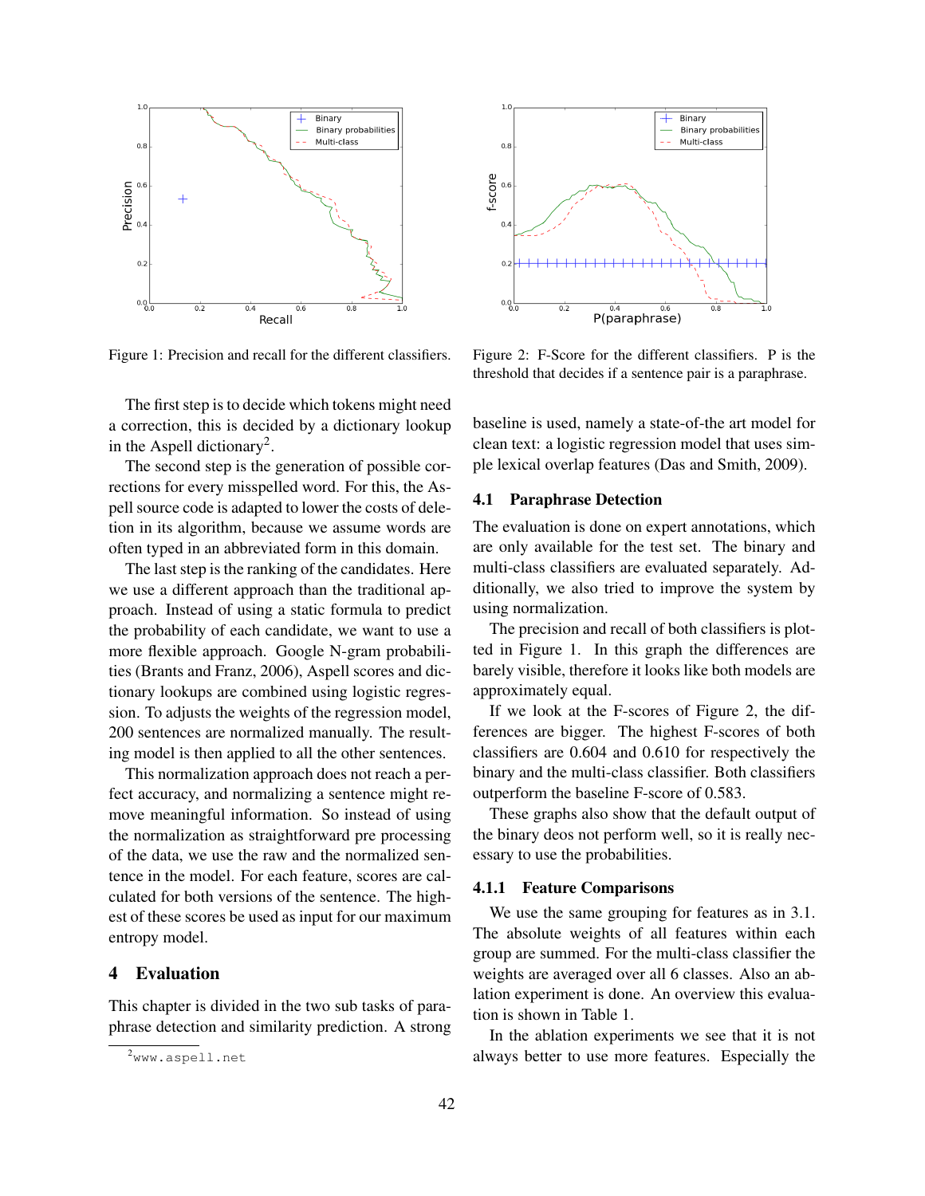Figure 1: Precision and recall for the different classifiers.

Figure 2: F-Score for the different classifiers. P is the threshold that decides if a sentence pair is a paraphrase.

The first step is to decide which tokens might need a correction, this is decided by a dictionary lookup in the Aspell dictionary[2].

The second step is the generation of possible corrections for every misspelled word. For this, the Aspell source code is adapted to lower the costs of deletion in its algorithm, because we assume words are often typed in an abbreviated form in this domain.

The last step is the ranking of the candidates. Here we use a different approach than the traditional approach. Instead of using a static formula to predict the probability of each candidate, we want to use a more flexible approach. Google N-gram probabilities (Brants and Franz, 2006), Aspell scores and dictionary lookups are combined using logistic regression. To adjusts the weights of the regression model, 200 sentences are normalized manually. The resulting model is then applied to all the other sentences.

This normalization approach does not reach a perfect accuracy, and normalizing a sentence might remove meaningful information. So instead of using the normalization as straightforward pre processing of the data, we use the raw and the normalized sentence in the model. For each feature, scores are calculated for both versions of the sentence. The highest of these scores be used as input for our maximum entropy model.

# 4 Evaluation

This chapter is divided in the two sub tasks of paraphrase detection and similarity prediction. A strong baseline is used, namely a state-of-the art model for clean text: a logistic regression model that uses simple lexical overlap features (Das and Smith, 2009).

## 4.1 Paraphrase Detection

The evaluation is done on expert annotations, which are only available for the test set. The binary and multi-class classifiers are evaluated separately. Additionally, we also tried to improve the system by using normalization.

The precision and recall of both classifiers is plotted in Figure 1. In this graph the differences are barely visible, therefore it looks like both models are approximately equal.

If we look at the F-scores of Figure 2, the differences are bigger. The highest F-scores of both classifiers are 0.604 and 0.610 for respectively the binary and the multi-class classifier. Both classifiers outperform the baseline F-score of 0.583.

These graphs also show that the default output of the binary deos not perform well, so it is really necessary to use the probabilities.

### 4.1.1 Feature Comparisons

We use the same grouping for features as in 3.1. The absolute weights of all features within each group are summed. For the multi-class classifier the weights are averaged over all 6 classes. Also an ablation experiment is done. An overview this evaluation is shown in Table 1.

In the ablation experiments we see that it is not always better to use more features. Especially the

[2] www.aspell.net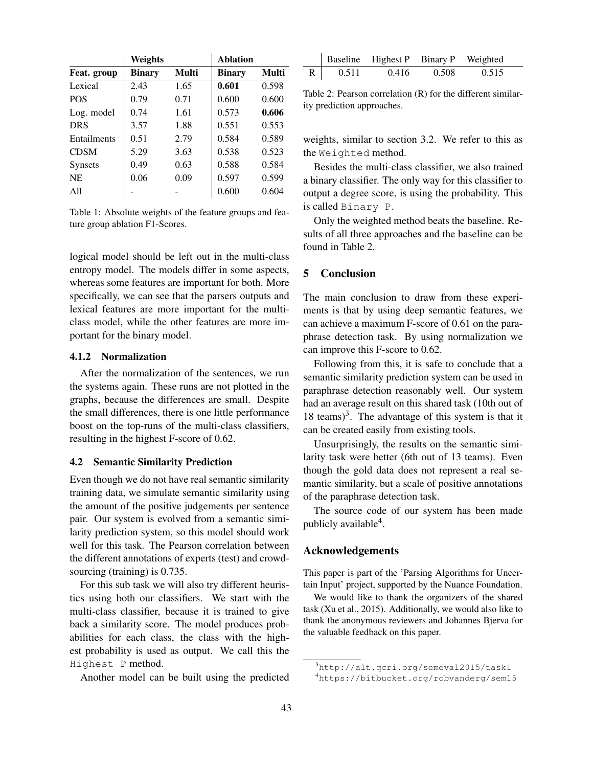| | Weights | | Ablation | |
|---|---|---|---|---|
| Feat. group | Binary | Multi | Binary | Multi |
| Lexical | 2.43 | 1.65 | **0.601** | 0.598 |
| POS | 0.79 | 0.71 | 0.600 | 0.600 |
| Log. model | 0.74 | 1.61 | 0.573 | **0.606** |
| DRS | 3.57 | 1.88 | 0.551 | 0.553 |
| Entailments | 0.51 | 2.79 | 0.584 | 0.589 |
| CDSM | 5.29 | 3.63 | 0.538 | 0.523 |
| Synsets | 0.49 | 0.63 | 0.588 | 0.584 |
| NE | 0.06 | 0.09 | 0.597 | 0.599 |
| All | - | - | 0.600 | 0.604 |

Table 1: Absolute weights of the feature groups and feature group ablation F1-Scores.

logical model should be left out in the multi-class entropy model. The models differ in some aspects, whereas some features are important for both. More specifically, we can see that the parsers outputs and lexical features are more important for the multi-class model, while the other features are more important for the binary model.

#### 4.1.2 Normalization

After the normalization of the sentences, we run the systems again. These runs are not plotted in the graphs, because the differences are small. Despite the small differences, there is one little performance boost on the top-runs of the multi-class classifiers, resulting in the highest F-score of 0.62.

### 4.2 Semantic Similarity Prediction

Even though we do not have real semantic similarity training data, we simulate semantic similarity using the amount of the positive judgements per sentence pair. Our system is evolved from a semantic similarity prediction system, so this model should work well for this task. The Pearson correlation between the different annotations of experts (test) and crowdsourcing (training) is 0.735.

For this sub task we will also try different heuristics using both our classifiers. We start with the multi-class classifier, because it is trained to give back a similarity score. The model produces probabilities for each class, the class with the highest probability is used as output. We call this the `Highest P` method.

Another model can be built using the predicted weights, similar to section 3.2. We refer to this as the `Weighted` method.

Besides the multi-class classifier, we also trained a binary classifier. The only way for this classifier to output a degree score, is using the probability. This is called `Binary P`.

Only the weighted method beats the baseline. Results of all three approaches and the baseline can be found in Table 2.

| | Baseline | Highest P | Binary P | Weighted |
|---|---|---|---|---|
| R | 0.511 | 0.416 | 0.508 | 0.515 |

Table 2: Pearson correlation (R) for the different similarity prediction approaches.

## 5 Conclusion

The main conclusion to draw from these experiments is that by using deep semantic features, we can achieve a maximum F-score of 0.61 on the paraphrase detection task. By using normalization we can improve this F-score to 0.62.

Following from this, it is safe to conclude that a semantic similarity prediction system can be used in paraphrase detection reasonably well. Our system had an average result on this shared task (10th out of 18 teams)[3]. The advantage of this system is that it can be created easily from existing tools.

Unsurprisingly, the results on the semantic similarity task were better (6th out of 13 teams). Even though the gold data does not represent a real semantic similarity, but a scale of positive annotations of the paraphrase detection task.

The source code of our system has been made publicly available[4].

## Acknowledgements

This paper is part of the 'Parsing Algorithms for Uncertain Input' project, supported by the Nuance Foundation.

We would like to thank the organizers of the shared task (Xu et al., 2015). Additionally, we would also like to thank the anonymous reviewers and Johannes Bjerva for the valuable feedback on this paper.

[3] http://alt.qcri.org/semeval2015/task1

[4] https://bitbucket.org/robvanderg/sem15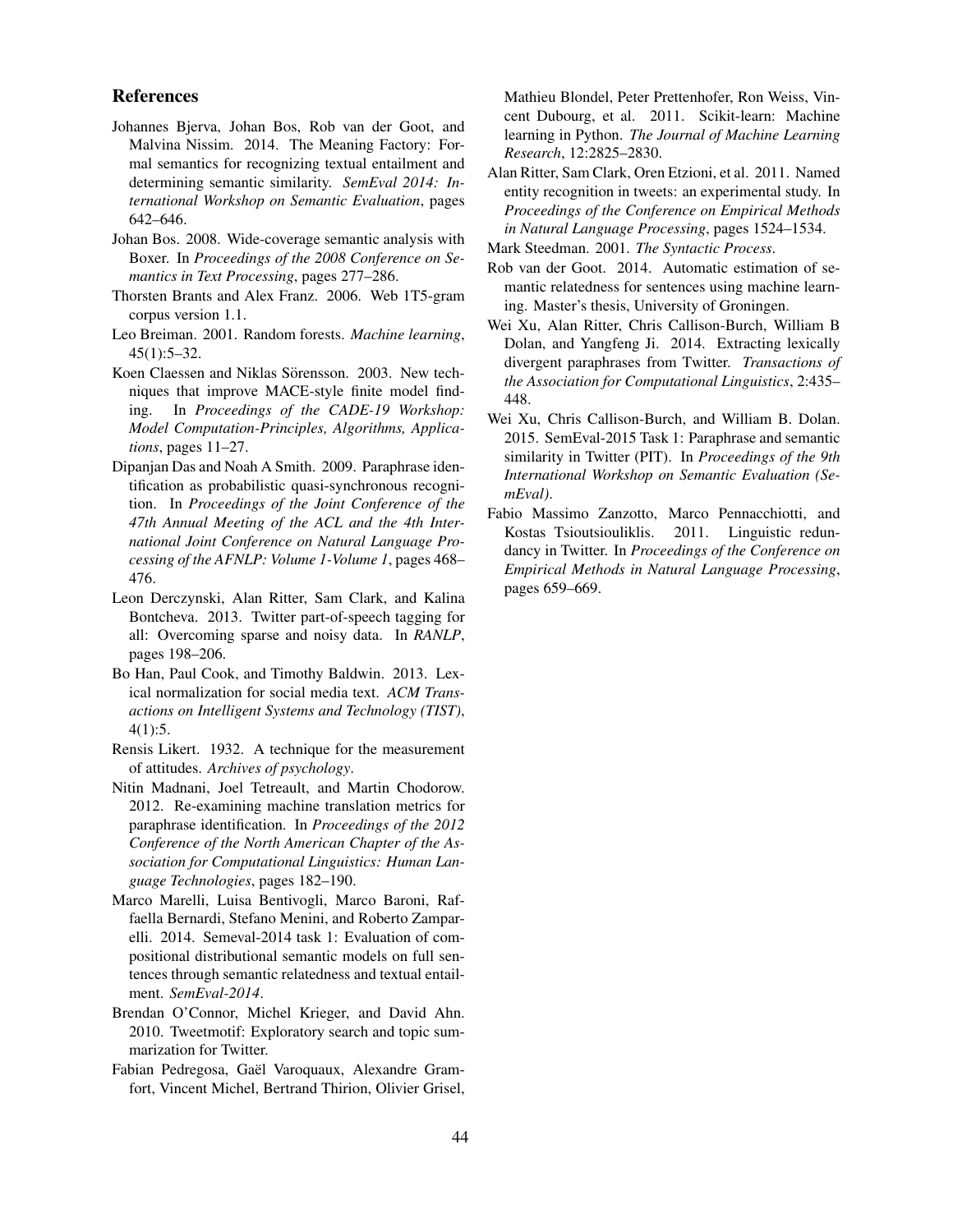## References

Johannes Bjerva, Johan Bos, Rob van der Goot, and Malvina Nissim. 2014. The Meaning Factory: Formal semantics for recognizing textual entailment and determining semantic similarity. *SemEval 2014: International Workshop on Semantic Evaluation*, pages 642–646.

Johan Bos. 2008. Wide-coverage semantic analysis with Boxer. In *Proceedings of the 2008 Conference on Semantics in Text Processing*, pages 277–286.

Thorsten Brants and Alex Franz. 2006. Web 1T5-gram corpus version 1.1.

Leo Breiman. 2001. Random forests. *Machine learning*, 45(1):5–32.

Koen Claessen and Niklas Sörensson. 2003. New techniques that improve MACE-style finite model finding. In *Proceedings of the CADE-19 Workshop: Model Computation-Principles, Algorithms, Applications*, pages 11–27.

Dipanjan Das and Noah A Smith. 2009. Paraphrase identification as probabilistic quasi-synchronous recognition. In *Proceedings of the Joint Conference of the 47th Annual Meeting of the ACL and the 4th International Joint Conference on Natural Language Processing of the AFNLP: Volume 1-Volume 1*, pages 468–476.

Leon Derczynski, Alan Ritter, Sam Clark, and Kalina Bontcheva. 2013. Twitter part-of-speech tagging for all: Overcoming sparse and noisy data. In *RANLP*, pages 198–206.

Bo Han, Paul Cook, and Timothy Baldwin. 2013. Lexical normalization for social media text. *ACM Transactions on Intelligent Systems and Technology (TIST)*, 4(1):5.

Rensis Likert. 1932. A technique for the measurement of attitudes. *Archives of psychology*.

Nitin Madnani, Joel Tetreault, and Martin Chodorow. 2012. Re-examining machine translation metrics for paraphrase identification. In *Proceedings of the 2012 Conference of the North American Chapter of the Association for Computational Linguistics: Human Language Technologies*, pages 182–190.

Marco Marelli, Luisa Bentivogli, Marco Baroni, Raffaella Bernardi, Stefano Menini, and Roberto Zamparelli. 2014. Semeval-2014 task 1: Evaluation of compositional distributional semantic models on full sentences through semantic relatedness and textual entailment. *SemEval-2014*.

Brendan O'Connor, Michel Krieger, and David Ahn. 2010. Tweetmotif: Exploratory search and topic summarization for Twitter.

Fabian Pedregosa, Gaël Varoquaux, Alexandre Gramfort, Vincent Michel, Bertrand Thirion, Olivier Grisel, Mathieu Blondel, Peter Prettenhofer, Ron Weiss, Vincent Dubourg, et al. 2011. Scikit-learn: Machine learning in Python. *The Journal of Machine Learning Research*, 12:2825–2830.

Alan Ritter, Sam Clark, Oren Etzioni, et al. 2011. Named entity recognition in tweets: an experimental study. In *Proceedings of the Conference on Empirical Methods in Natural Language Processing*, pages 1524–1534.

Mark Steedman. 2001. *The Syntactic Process*.

Rob van der Goot. 2014. Automatic estimation of semantic relatedness for sentences using machine learning. Master's thesis, University of Groningen.

Wei Xu, Alan Ritter, Chris Callison-Burch, William B Dolan, and Yangfeng Ji. 2014. Extracting lexically divergent paraphrases from Twitter. *Transactions of the Association for Computational Linguistics*, 2:435–448.

Wei Xu, Chris Callison-Burch, and William B. Dolan. 2015. SemEval-2015 Task 1: Paraphrase and semantic similarity in Twitter (PIT). In *Proceedings of the 9th International Workshop on Semantic Evaluation (SemEval)*.

Fabio Massimo Zanzotto, Marco Pennacchiotti, and Kostas Tsioutsiouliklis. 2011. Linguistic redundancy in Twitter. In *Proceedings of the Conference on Empirical Methods in Natural Language Processing*, pages 659–669.